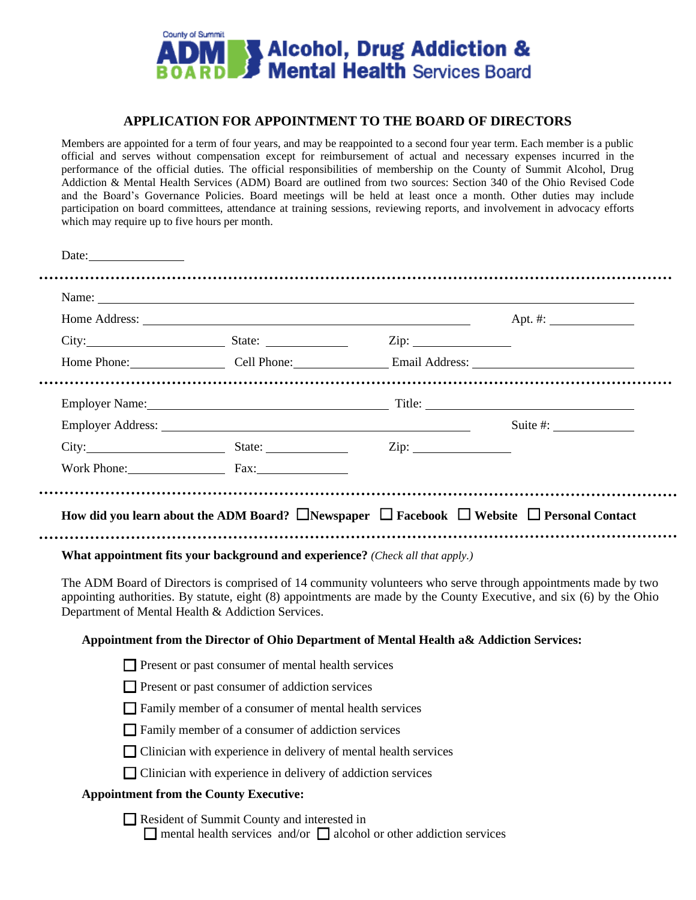County of Summit ADM BOARD **Alcohol, Drug Addiction & Mental Health Services Board**

## APPLICATION FOR APPOINTMENT TO THE BOARD OF DIRECTORS

Members are appointed for a term of four years, and may be reappointed to a second four year term. Each member is a public official and serves without compensation except for reimbursement of actual and necessary expenses incurred in the performance of the official duties. The official responsibilities of membership on the County of Summit Alcohol, Drug Addiction & Mental Health Services (ADM) Board are outlined from two sources: Section 340 of the Ohio Revised Code and the Board's Governance Policies. Board meetings will be held at least once a month. Other duties may include participation on board committees, attendance at training sessions, reviewing reports, and involvement in advocacy efforts which may require up to five hours per month.

Date:\_\_\_\_\_\_\_\_\_\_\_\_\_\_\_\_

Name: \_\_\_\_\_\_\_\_\_\_\_\_\_\_\_\_\_\_\_\_\_\_\_\_\_\_\_\_\_\_\_\_\_\_\_\_\_\_\_\_\_\_\_\_\_\_\_\_

Home Address: \_\_\_\_\_\_\_\_\_\_\_\_\_\_\_\_\_\_\_\_\_\_\_\_\_\_\_\_\_\_ Apt. #: \_\_\_\_\_\_\_\_\_\_

City:\_\_\_\_\_\_\_\_\_\_\_\_\_\_\_\_ State: \_\_\_\_\_\_\_\_\_\_ Zip: \_\_\_\_\_\_\_\_\_\_\_\_

Home Phone:\_\_\_\_\_\_\_\_\_\_\_\_ Cell Phone:\_\_\_\_\_\_\_\_\_\_\_\_ Email Address: \_\_\_\_\_\_\_\_\_\_\_\_\_\_\_\_\_\_\_\_

Employer Name:\_\_\_\_\_\_\_\_\_\_\_\_\_\_\_\_\_\_\_\_\_\_\_\_\_\_\_\_ Title: \_\_\_\_\_\_\_\_\_\_\_\_\_\_\_\_\_\_\_\_\_\_\_\_\_\_

Employer Address: \_\_\_\_\_\_\_\_\_\_\_\_\_\_\_\_\_\_\_\_\_\_\_\_\_\_\_\_\_\_\_\_\_\_\_\_ Suite #: \_\_\_\_\_\_\_\_\_\_

City:\_\_\_\_\_\_\_\_\_\_\_\_\_\_\_\_ State: \_\_\_\_\_\_\_\_\_\_ Zip: \_\_\_\_\_\_\_\_\_\_\_\_

Work Phone:\_\_\_\_\_\_\_\_\_\_\_\_ Fax:\_\_\_\_\_\_\_\_\_\_\_\_

**How did you learn about the ADM Board?** ☐ **Newspaper** ☐ **Facebook** ☐ **Website** ☐ **Personal Contact**

**What appointment fits your background and experience?** *(Check all that apply.)*

The ADM Board of Directors is comprised of 14 community volunteers who serve through appointments made by two appointing authorities. By statute, eight (8) appointments are made by the County Executive, and six (6) by the Ohio Department of Mental Health & Addiction Services.

**Appointment from the Director of Ohio Department of Mental Health a& Addiction Services:**

- ☐ Present or past consumer of mental health services
- ☐ Present or past consumer of addiction services
- ☐ Family member of a consumer of mental health services
- ☐ Family member of a consumer of addiction services
- ☐ Clinician with experience in delivery of mental health services
- ☐ Clinician with experience in delivery of addiction services

**Appointment from the County Executive:**

- ☐ Resident of Summit County and interested in
  ☐ mental health services and/or ☐ alcohol or other addiction services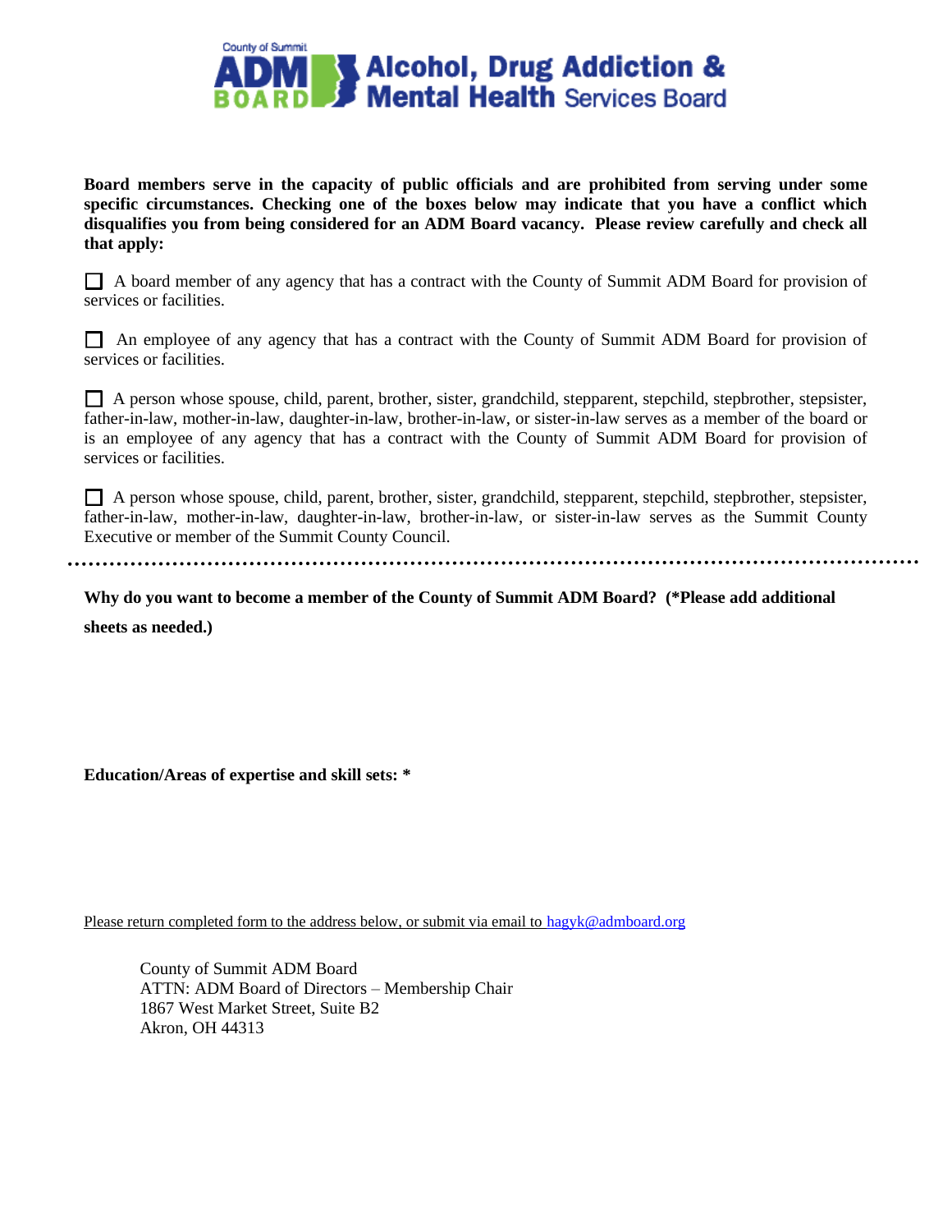**County of Summit ADM BOARD Alcohol, Drug Addiction & Mental Health Services Board**

**Board members serve in the capacity of public officials and are prohibited from serving under some specific circumstances. Checking one of the boxes below may indicate that you have a conflict which disqualifies you from being considered for an ADM Board vacancy. Please review carefully and check all that apply:**

☐ A board member of any agency that has a contract with the County of Summit ADM Board for provision of services or facilities.

☐ An employee of any agency that has a contract with the County of Summit ADM Board for provision of services or facilities.

☐ A person whose spouse, child, parent, brother, sister, grandchild, stepparent, stepchild, stepbrother, stepsister, father-in-law, mother-in-law, daughter-in-law, brother-in-law, or sister-in-law serves as a member of the board or is an employee of any agency that has a contract with the County of Summit ADM Board for provision of services or facilities.

☐ A person whose spouse, child, parent, brother, sister, grandchild, stepparent, stepchild, stepbrother, stepsister, father-in-law, mother-in-law, daughter-in-law, brother-in-law, or sister-in-law serves as the Summit County Executive or member of the Summit County Council.

---

**Why do you want to become a member of the County of Summit ADM Board? (*Please add additional sheets as needed.)**

**Education/Areas of expertise and skill sets: ***

Please return completed form to the address below, or submit via email to hagyk@admboard.org

County of Summit ADM Board
ATTN: ADM Board of Directors – Membership Chair
1867 West Market Street, Suite B2
Akron, OH 44313